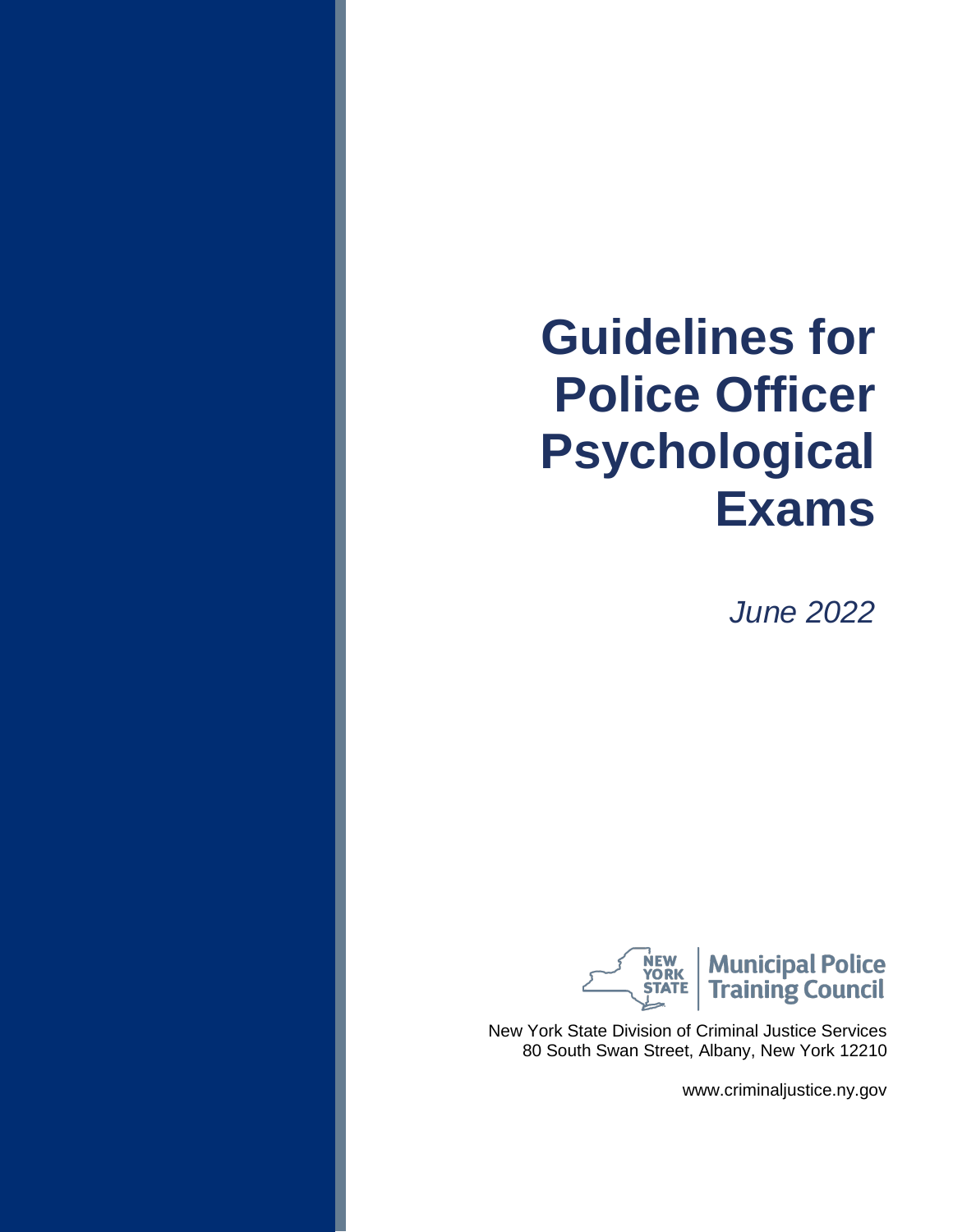# Guidelines for Police Officer Psychological Exams

*June 2022*

NEW YORK STATE | Municipal Police Training Council

New York State Division of Criminal Justice Services
80 South Swan Street, Albany, New York 12210

www.criminaljustice.ny.gov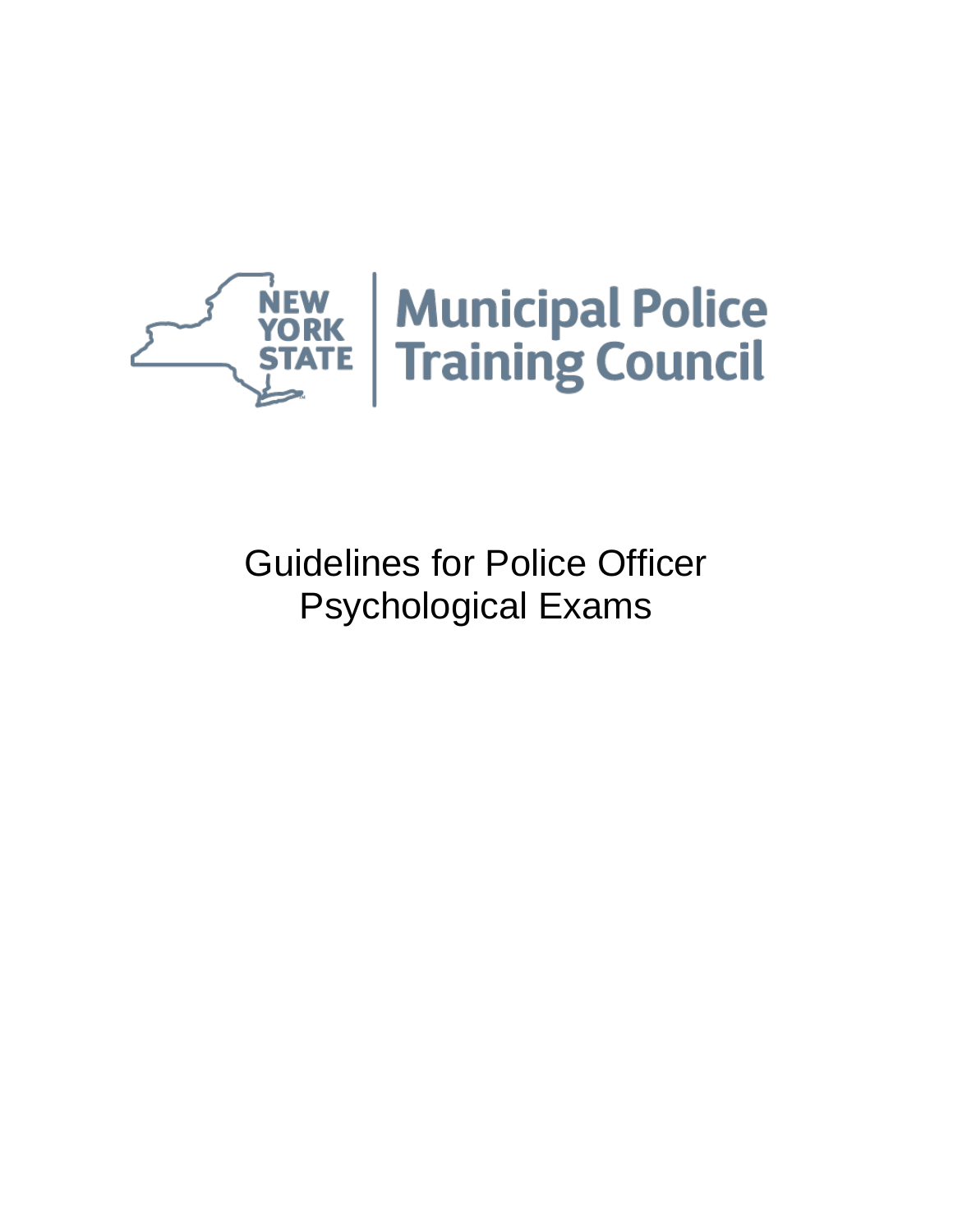NEW YORK STATE | Municipal Police Training Council

# Guidelines for Police Officer Psychological Exams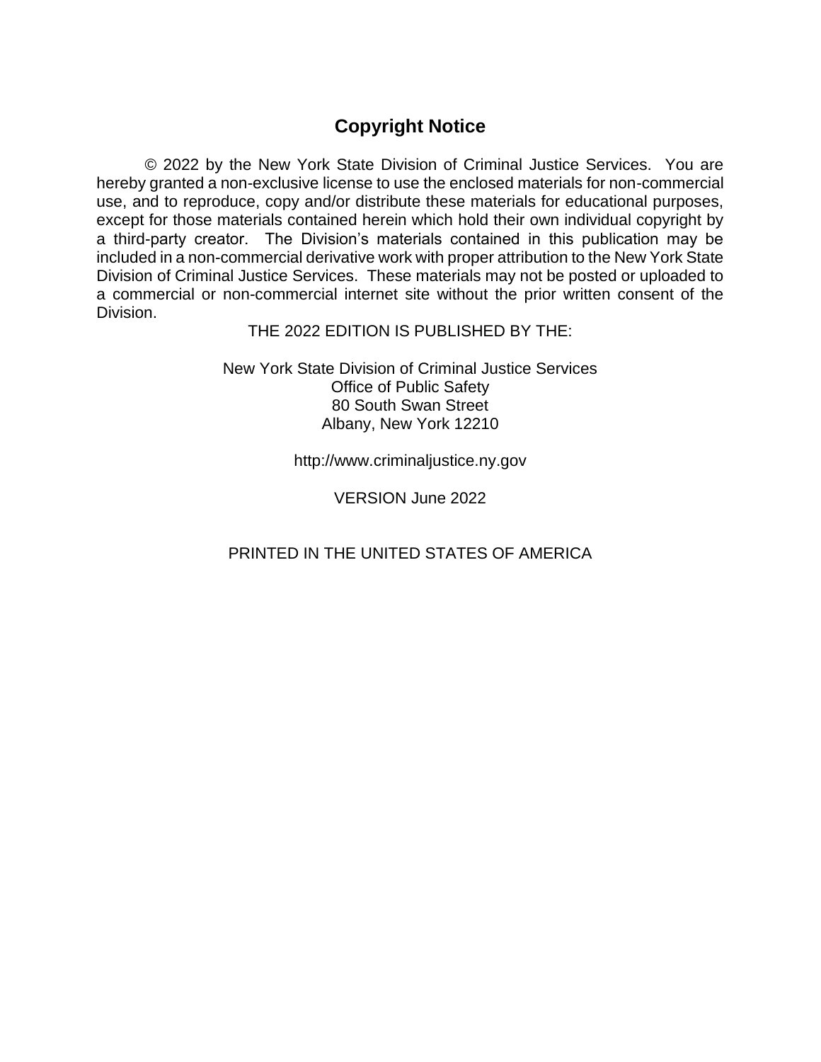## Copyright Notice

© 2022 by the New York State Division of Criminal Justice Services. You are hereby granted a non-exclusive license to use the enclosed materials for non-commercial use, and to reproduce, copy and/or distribute these materials for educational purposes, except for those materials contained herein which hold their own individual copyright by a third-party creator. The Division's materials contained in this publication may be included in a non-commercial derivative work with proper attribution to the New York State Division of Criminal Justice Services. These materials may not be posted or uploaded to a commercial or non-commercial internet site without the prior written consent of the Division.

THE 2022 EDITION IS PUBLISHED BY THE:

New York State Division of Criminal Justice Services
Office of Public Safety
80 South Swan Street
Albany, New York 12210

http://www.criminaljustice.ny.gov

VERSION June 2022

PRINTED IN THE UNITED STATES OF AMERICA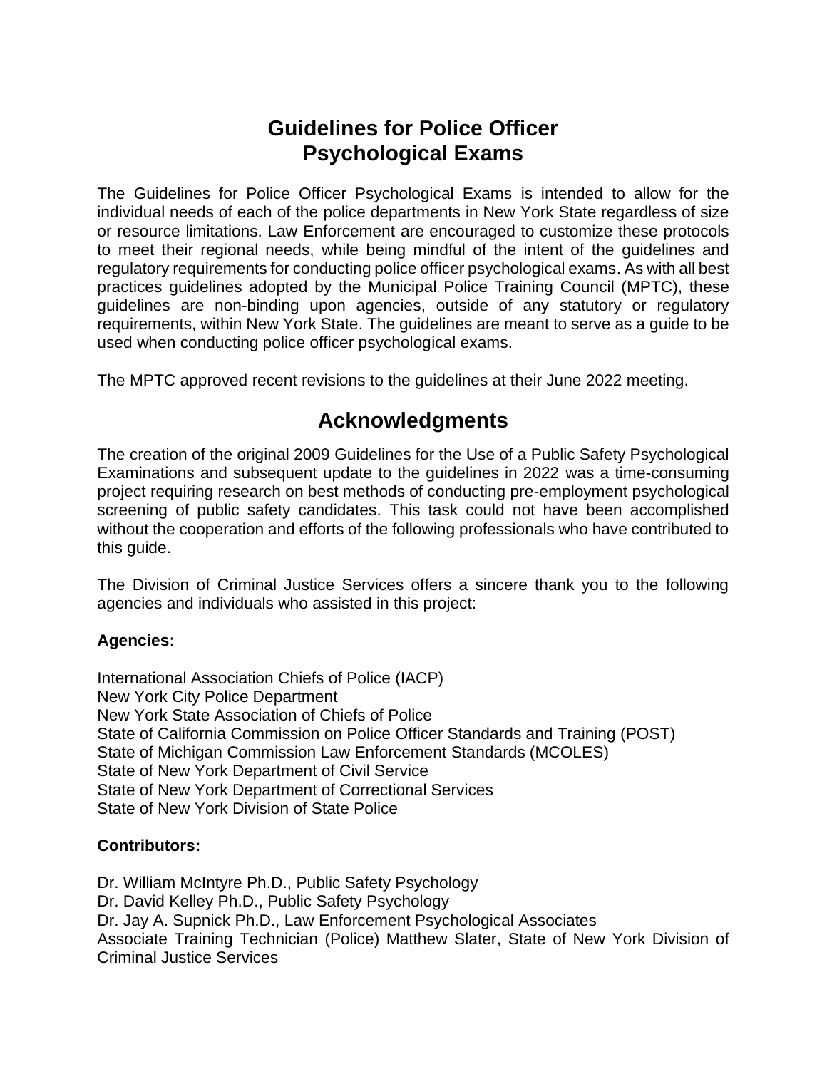# Guidelines for Police Officer Psychological Exams

The Guidelines for Police Officer Psychological Exams is intended to allow for the individual needs of each of the police departments in New York State regardless of size or resource limitations. Law Enforcement are encouraged to customize these protocols to meet their regional needs, while being mindful of the intent of the guidelines and regulatory requirements for conducting police officer psychological exams. As with all best practices guidelines adopted by the Municipal Police Training Council (MPTC), these guidelines are non-binding upon agencies, outside of any statutory or regulatory requirements, within New York State. The guidelines are meant to serve as a guide to be used when conducting police officer psychological exams.

The MPTC approved recent revisions to the guidelines at their June 2022 meeting.

## Acknowledgments

The creation of the original 2009 Guidelines for the Use of a Public Safety Psychological Examinations and subsequent update to the guidelines in 2022 was a time-consuming project requiring research on best methods of conducting pre-employment psychological screening of public safety candidates. This task could not have been accomplished without the cooperation and efforts of the following professionals who have contributed to this guide.

The Division of Criminal Justice Services offers a sincere thank you to the following agencies and individuals who assisted in this project:

**Agencies:**

International Association Chiefs of Police (IACP)
New York City Police Department
New York State Association of Chiefs of Police
State of California Commission on Police Officer Standards and Training (POST)
State of Michigan Commission Law Enforcement Standards (MCOLES)
State of New York Department of Civil Service
State of New York Department of Correctional Services
State of New York Division of State Police

**Contributors:**

Dr. William McIntyre Ph.D., Public Safety Psychology
Dr. David Kelley Ph.D., Public Safety Psychology
Dr. Jay A. Supnick Ph.D., Law Enforcement Psychological Associates
Associate Training Technician (Police) Matthew Slater, State of New York Division of Criminal Justice Services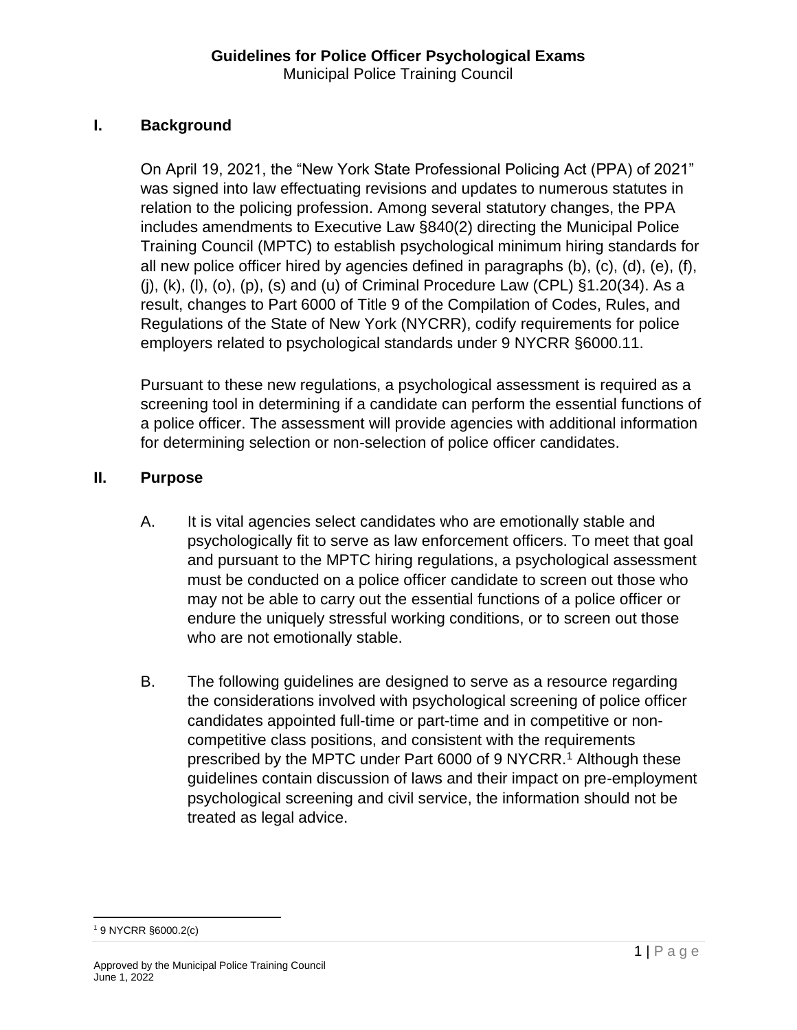# Guidelines for Police Officer Psychological Exams

Municipal Police Training Council

## I. Background

On April 19, 2021, the "New York State Professional Policing Act (PPA) of 2021" was signed into law effectuating revisions and updates to numerous statutes in relation to the policing profession. Among several statutory changes, the PPA includes amendments to Executive Law §840(2) directing the Municipal Police Training Council (MPTC) to establish psychological minimum hiring standards for all new police officer hired by agencies defined in paragraphs (b), (c), (d), (e), (f), (j), (k), (l), (o), (p), (s) and (u) of Criminal Procedure Law (CPL) §1.20(34). As a result, changes to Part 6000 of Title 9 of the Compilation of Codes, Rules, and Regulations of the State of New York (NYCRR), codify requirements for police employers related to psychological standards under 9 NYCRR §6000.11.

Pursuant to these new regulations, a psychological assessment is required as a screening tool in determining if a candidate can perform the essential functions of a police officer. The assessment will provide agencies with additional information for determining selection or non-selection of police officer candidates.

## II. Purpose

A. It is vital agencies select candidates who are emotionally stable and psychologically fit to serve as law enforcement officers. To meet that goal and pursuant to the MPTC hiring regulations, a psychological assessment must be conducted on a police officer candidate to screen out those who may not be able to carry out the essential functions of a police officer or endure the uniquely stressful working conditions, or to screen out those who are not emotionally stable.

B. The following guidelines are designed to serve as a resource regarding the considerations involved with psychological screening of police officer candidates appointed full-time or part-time and in competitive or non-competitive class positions, and consistent with the requirements prescribed by the MPTC under Part 6000 of 9 NYCRR.[1] Although these guidelines contain discussion of laws and their impact on pre-employment psychological screening and civil service, the information should not be treated as legal advice.

[1] 9 NYCRR §6000.2(c)

Approved by the Municipal Police Training Council
June 1, 2022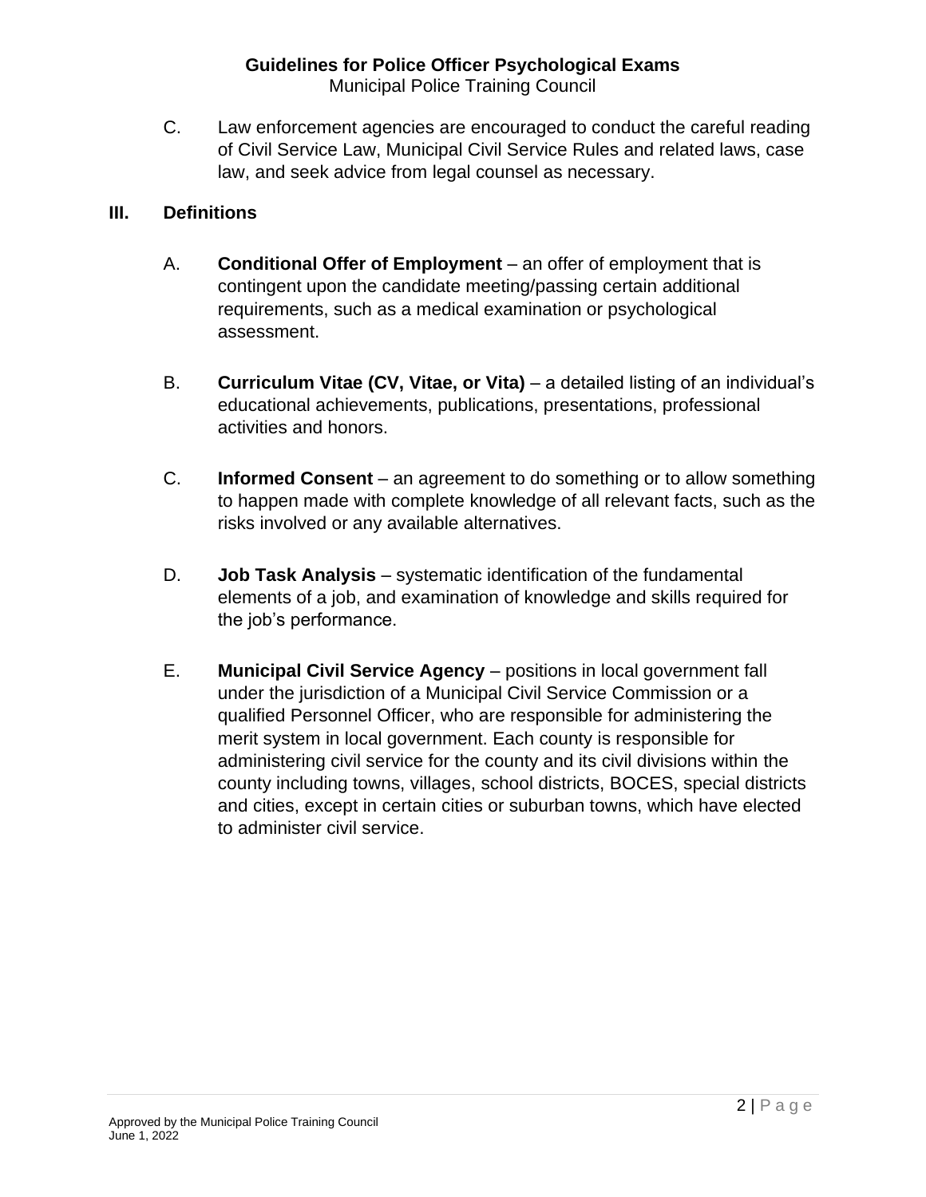C. Law enforcement agencies are encouraged to conduct the careful reading of Civil Service Law, Municipal Civil Service Rules and related laws, case law, and seek advice from legal counsel as necessary.

## III. Definitions

A. **Conditional Offer of Employment** – an offer of employment that is contingent upon the candidate meeting/passing certain additional requirements, such as a medical examination or psychological assessment.

B. **Curriculum Vitae (CV, Vitae, or Vita)** – a detailed listing of an individual's educational achievements, publications, presentations, professional activities and honors.

C. **Informed Consent** – an agreement to do something or to allow something to happen made with complete knowledge of all relevant facts, such as the risks involved or any available alternatives.

D. **Job Task Analysis** – systematic identification of the fundamental elements of a job, and examination of knowledge and skills required for the job's performance.

E. **Municipal Civil Service Agency** – positions in local government fall under the jurisdiction of a Municipal Civil Service Commission or a qualified Personnel Officer, who are responsible for administering the merit system in local government. Each county is responsible for administering civil service for the county and its civil divisions within the county including towns, villages, school districts, BOCES, special districts and cities, except in certain cities or suburban towns, which have elected to administer civil service.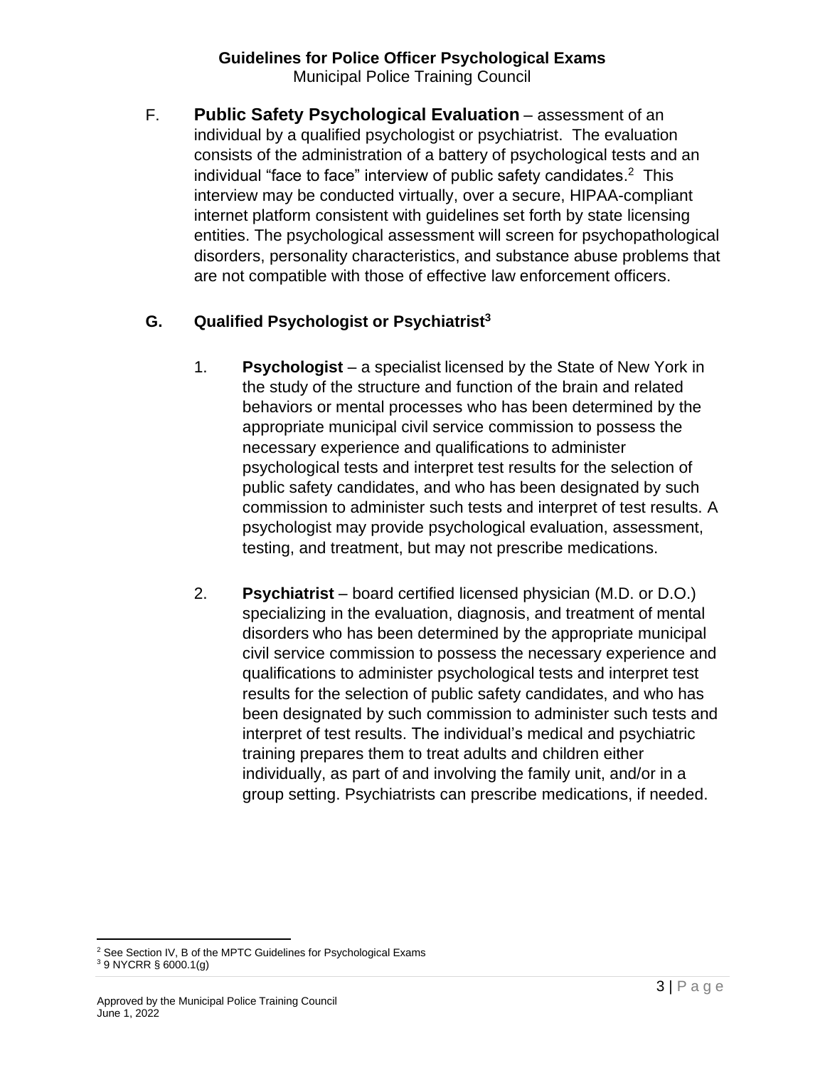F. **Public Safety Psychological Evaluation** – assessment of an individual by a qualified psychologist or psychiatrist. The evaluation consists of the administration of a battery of psychological tests and an individual "face to face" interview of public safety candidates.[2] This interview may be conducted virtually, over a secure, HIPAA-compliant internet platform consistent with guidelines set forth by state licensing entities. The psychological assessment will screen for psychopathological disorders, personality characteristics, and substance abuse problems that are not compatible with those of effective law enforcement officers.

**G. Qualified Psychologist or Psychiatrist[3]**

1. **Psychologist** – a specialist licensed by the State of New York in the study of the structure and function of the brain and related behaviors or mental processes who has been determined by the appropriate municipal civil service commission to possess the necessary experience and qualifications to administer psychological tests and interpret test results for the selection of public safety candidates, and who has been designated by such commission to administer such tests and interpret of test results. A psychologist may provide psychological evaluation, assessment, testing, and treatment, but may not prescribe medications.

2. **Psychiatrist** – board certified licensed physician (M.D. or D.O.) specializing in the evaluation, diagnosis, and treatment of mental disorders who has been determined by the appropriate municipal civil service commission to possess the necessary experience and qualifications to administer psychological tests and interpret test results for the selection of public safety candidates, and who has been designated by such commission to administer such tests and interpret of test results. The individual's medical and psychiatric training prepares them to treat adults and children either individually, as part of and involving the family unit, and/or in a group setting. Psychiatrists can prescribe medications, if needed.

---

[2] See Section IV, B of the MPTC Guidelines for Psychological Exams

[3] 9 NYCRR § 6000.1(g)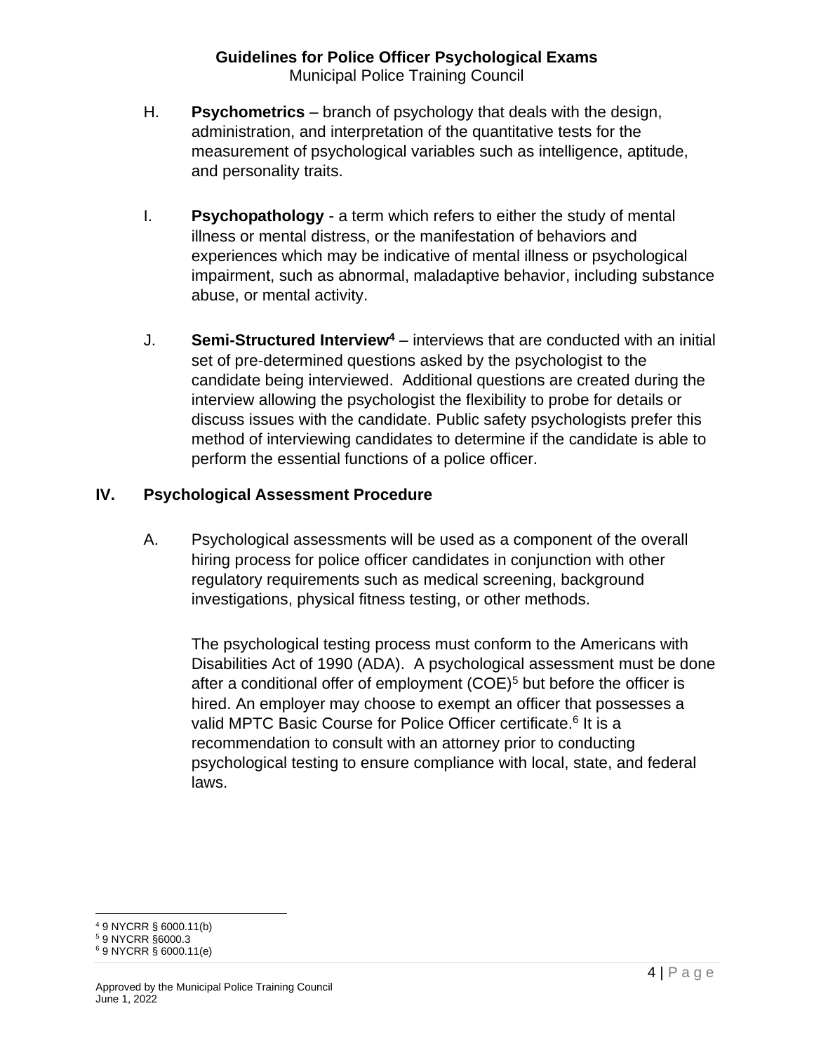H. **Psychometrics** – branch of psychology that deals with the design, administration, and interpretation of the quantitative tests for the measurement of psychological variables such as intelligence, aptitude, and personality traits.

I. **Psychopathology** - a term which refers to either the study of mental illness or mental distress, or the manifestation of behaviors and experiences which may be indicative of mental illness or psychological impairment, such as abnormal, maladaptive behavior, including substance abuse, or mental activity.

J. **Semi-Structured Interview**[4] – interviews that are conducted with an initial set of pre-determined questions asked by the psychologist to the candidate being interviewed. Additional questions are created during the interview allowing the psychologist the flexibility to probe for details or discuss issues with the candidate. Public safety psychologists prefer this method of interviewing candidates to determine if the candidate is able to perform the essential functions of a police officer.

## IV. Psychological Assessment Procedure

A. Psychological assessments will be used as a component of the overall hiring process for police officer candidates in conjunction with other regulatory requirements such as medical screening, background investigations, physical fitness testing, or other methods.

The psychological testing process must conform to the Americans with Disabilities Act of 1990 (ADA). A psychological assessment must be done after a conditional offer of employment (COE)[5] but before the officer is hired. An employer may choose to exempt an officer that possesses a valid MPTC Basic Course for Police Officer certificate.[6] It is a recommendation to consult with an attorney prior to conducting psychological testing to ensure compliance with local, state, and federal laws.

---

[4] 9 NYCRR § 6000.11(b)
[5] 9 NYCRR §6000.3
[6] 9 NYCRR § 6000.11(e)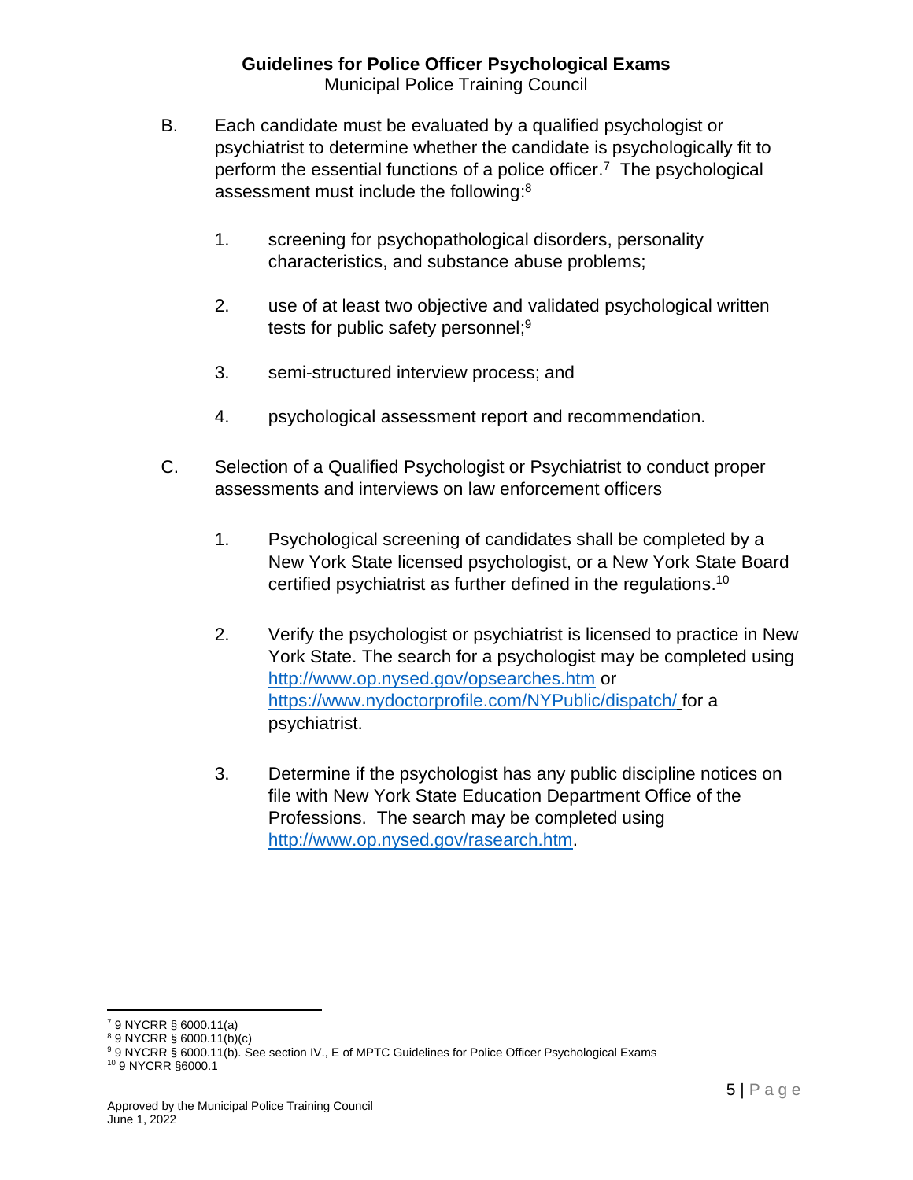B. Each candidate must be evaluated by a qualified psychologist or psychiatrist to determine whether the candidate is psychologically fit to perform the essential functions of a police officer.[7] The psychological assessment must include the following:[8]

1. screening for psychopathological disorders, personality characteristics, and substance abuse problems;

2. use of at least two objective and validated psychological written tests for public safety personnel;[9]

3. semi-structured interview process; and

4. psychological assessment report and recommendation.

C. Selection of a Qualified Psychologist or Psychiatrist to conduct proper assessments and interviews on law enforcement officers

1. Psychological screening of candidates shall be completed by a New York State licensed psychologist, or a New York State Board certified psychiatrist as further defined in the regulations.[10]

2. Verify the psychologist or psychiatrist is licensed to practice in New York State. The search for a psychologist may be completed using http://www.op.nysed.gov/opsearches.htm or https://www.nydoctorprofile.com/NYPublic/dispatch/ for a psychiatrist.

3. Determine if the psychologist has any public discipline notices on file with New York State Education Department Office of the Professions. The search may be completed using http://www.op.nysed.gov/rasearch.htm.

---

[7] 9 NYCRR § 6000.11(a)

[8] 9 NYCRR § 6000.11(b)(c)

[9] 9 NYCRR § 6000.11(b). See section IV., E of MPTC Guidelines for Police Officer Psychological Exams

[10] 9 NYCRR §6000.1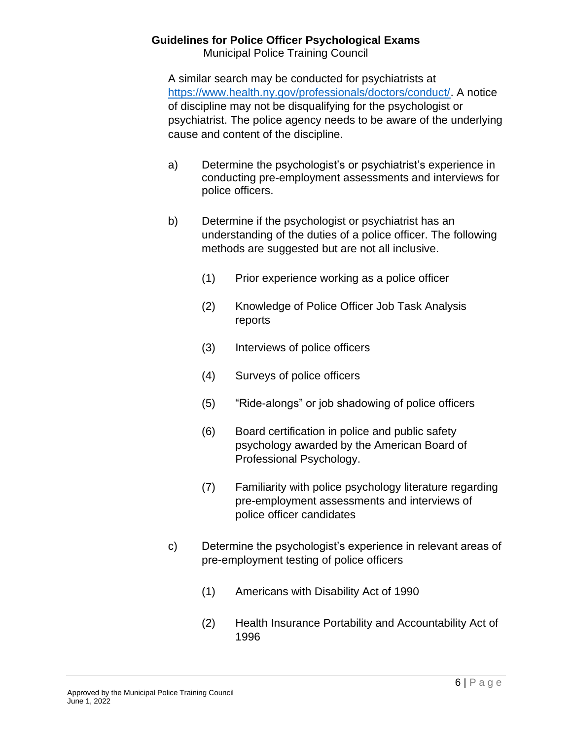A similar search may be conducted for psychiatrists at https://www.health.ny.gov/professionals/doctors/conduct/. A notice of discipline may not be disqualifying for the psychologist or psychiatrist. The police agency needs to be aware of the underlying cause and content of the discipline.

a) Determine the psychologist's or psychiatrist's experience in conducting pre-employment assessments and interviews for police officers.

b) Determine if the psychologist or psychiatrist has an understanding of the duties of a police officer. The following methods are suggested but are not all inclusive.

   (1) Prior experience working as a police officer

   (2) Knowledge of Police Officer Job Task Analysis reports

   (3) Interviews of police officers

   (4) Surveys of police officers

   (5) "Ride-alongs" or job shadowing of police officers

   (6) Board certification in police and public safety psychology awarded by the American Board of Professional Psychology.

   (7) Familiarity with police psychology literature regarding pre-employment assessments and interviews of police officer candidates

c) Determine the psychologist's experience in relevant areas of pre-employment testing of police officers

   (1) Americans with Disability Act of 1990

   (2) Health Insurance Portability and Accountability Act of 1996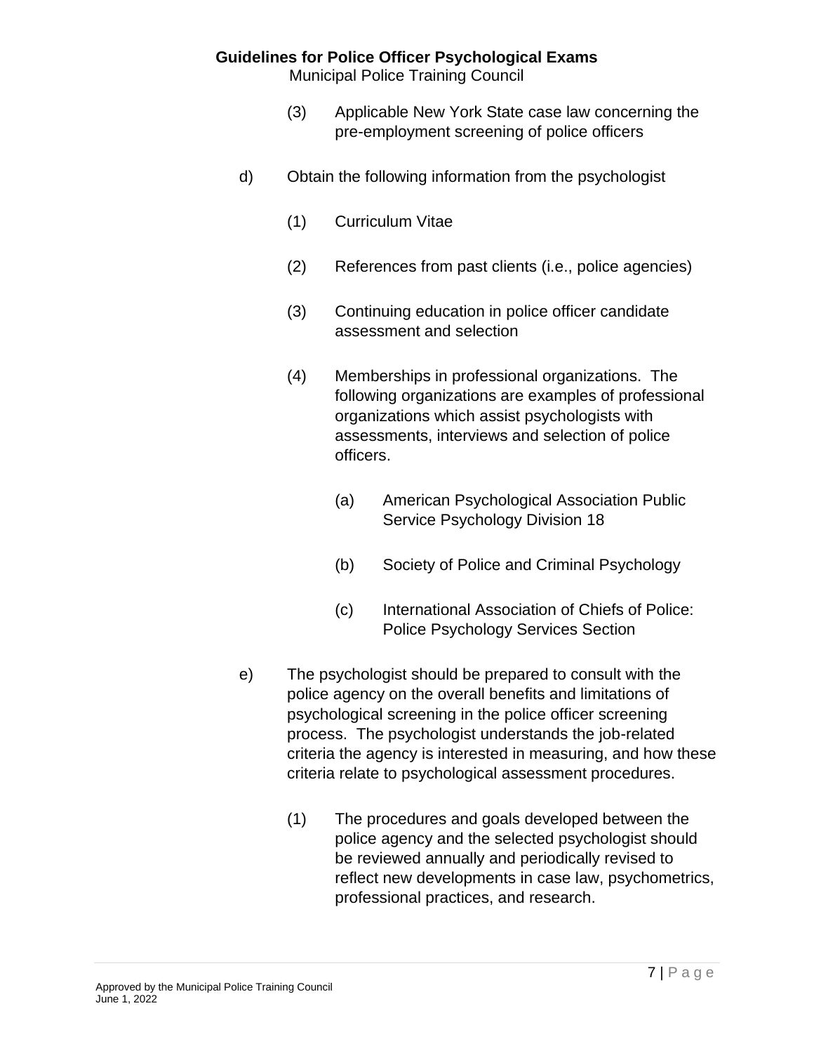(3) Applicable New York State case law concerning the pre-employment screening of police officers

d) Obtain the following information from the psychologist

(1) Curriculum Vitae

(2) References from past clients (i.e., police agencies)

(3) Continuing education in police officer candidate assessment and selection

(4) Memberships in professional organizations. The following organizations are examples of professional organizations which assist psychologists with assessments, interviews and selection of police officers.

(a) American Psychological Association Public Service Psychology Division 18

(b) Society of Police and Criminal Psychology

(c) International Association of Chiefs of Police: Police Psychology Services Section

e) The psychologist should be prepared to consult with the police agency on the overall benefits and limitations of psychological screening in the police officer screening process. The psychologist understands the job-related criteria the agency is interested in measuring, and how these criteria relate to psychological assessment procedures.

(1) The procedures and goals developed between the police agency and the selected psychologist should be reviewed annually and periodically revised to reflect new developments in case law, psychometrics, professional practices, and research.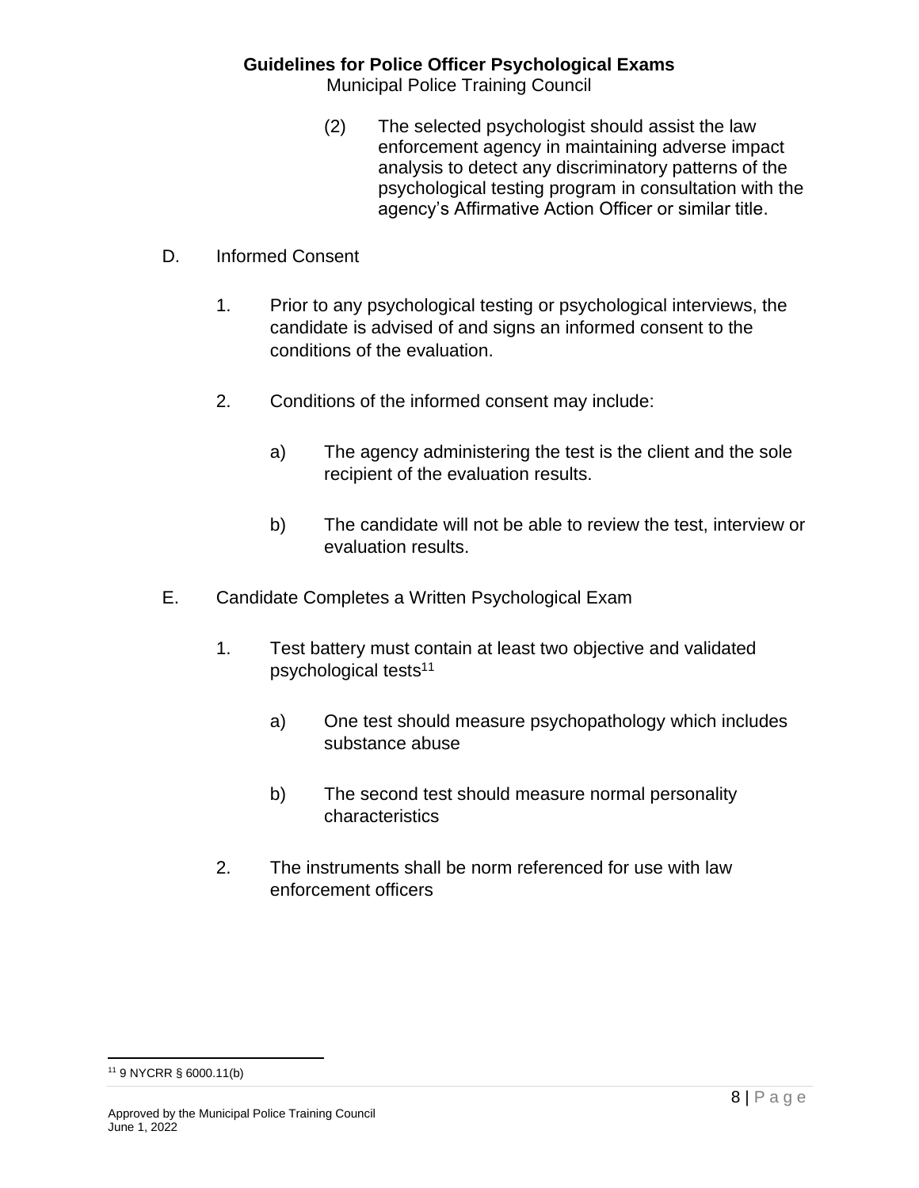(2) The selected psychologist should assist the law enforcement agency in maintaining adverse impact analysis to detect any discriminatory patterns of the psychological testing program in consultation with the agency's Affirmative Action Officer or similar title.

D. Informed Consent

1. Prior to any psychological testing or psychological interviews, the candidate is advised of and signs an informed consent to the conditions of the evaluation.

2. Conditions of the informed consent may include:

   a) The agency administering the test is the client and the sole recipient of the evaluation results.

   b) The candidate will not be able to review the test, interview or evaluation results.

E. Candidate Completes a Written Psychological Exam

1. Test battery must contain at least two objective and validated psychological tests[11]

   a) One test should measure psychopathology which includes substance abuse

   b) The second test should measure normal personality characteristics

2. The instruments shall be norm referenced for use with law enforcement officers

---

[11] 9 NYCRR § 6000.11(b)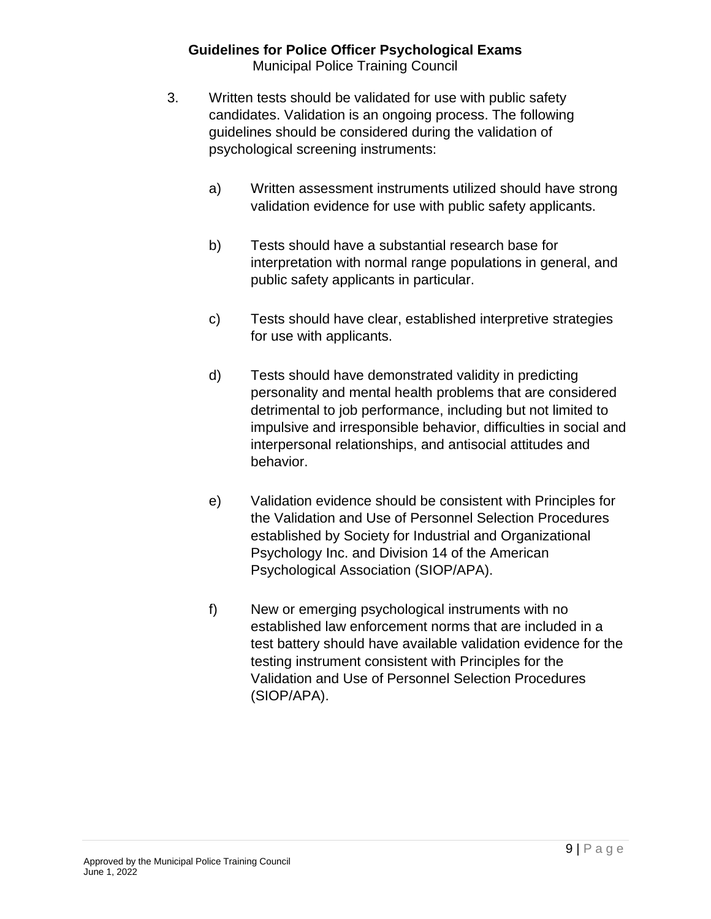3. Written tests should be validated for use with public safety candidates. Validation is an ongoing process. The following guidelines should be considered during the validation of psychological screening instruments:

    a) Written assessment instruments utilized should have strong validation evidence for use with public safety applicants.

    b) Tests should have a substantial research base for interpretation with normal range populations in general, and public safety applicants in particular.

    c) Tests should have clear, established interpretive strategies for use with applicants.

    d) Tests should have demonstrated validity in predicting personality and mental health problems that are considered detrimental to job performance, including but not limited to impulsive and irresponsible behavior, difficulties in social and interpersonal relationships, and antisocial attitudes and behavior.

    e) Validation evidence should be consistent with Principles for the Validation and Use of Personnel Selection Procedures established by Society for Industrial and Organizational Psychology Inc. and Division 14 of the American Psychological Association (SIOP/APA).

    f) New or emerging psychological instruments with no established law enforcement norms that are included in a test battery should have available validation evidence for the testing instrument consistent with Principles for the Validation and Use of Personnel Selection Procedures (SIOP/APA).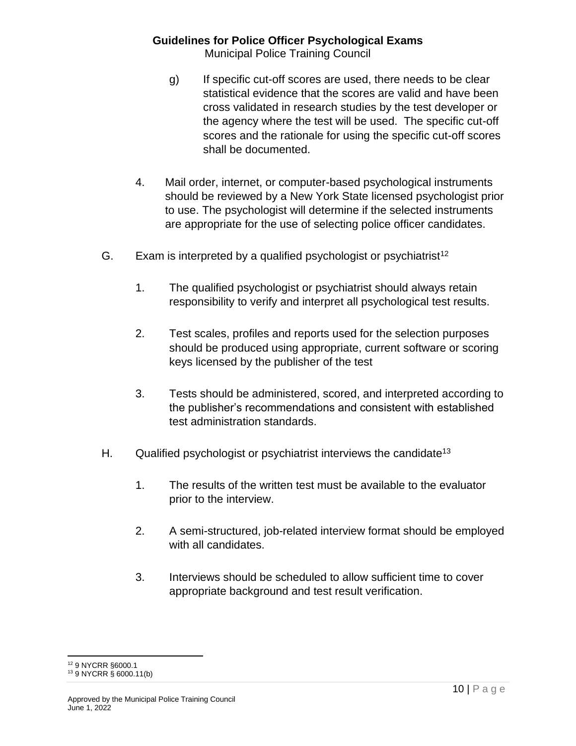g) If specific cut-off scores are used, there needs to be clear statistical evidence that the scores are valid and have been cross validated in research studies by the test developer or the agency where the test will be used. The specific cut-off scores and the rationale for using the specific cut-off scores shall be documented.

4. Mail order, internet, or computer-based psychological instruments should be reviewed by a New York State licensed psychologist prior to use. The psychologist will determine if the selected instruments are appropriate for the use of selecting police officer candidates.

G. Exam is interpreted by a qualified psychologist or psychiatrist[12]

1. The qualified psychologist or psychiatrist should always retain responsibility to verify and interpret all psychological test results.

2. Test scales, profiles and reports used for the selection purposes should be produced using appropriate, current software or scoring keys licensed by the publisher of the test

3. Tests should be administered, scored, and interpreted according to the publisher's recommendations and consistent with established test administration standards.

H. Qualified psychologist or psychiatrist interviews the candidate[13]

1. The results of the written test must be available to the evaluator prior to the interview.

2. A semi-structured, job-related interview format should be employed with all candidates.

3. Interviews should be scheduled to allow sufficient time to cover appropriate background and test result verification.

[12] 9 NYCRR §6000.1

[13] 9 NYCRR § 6000.11(b)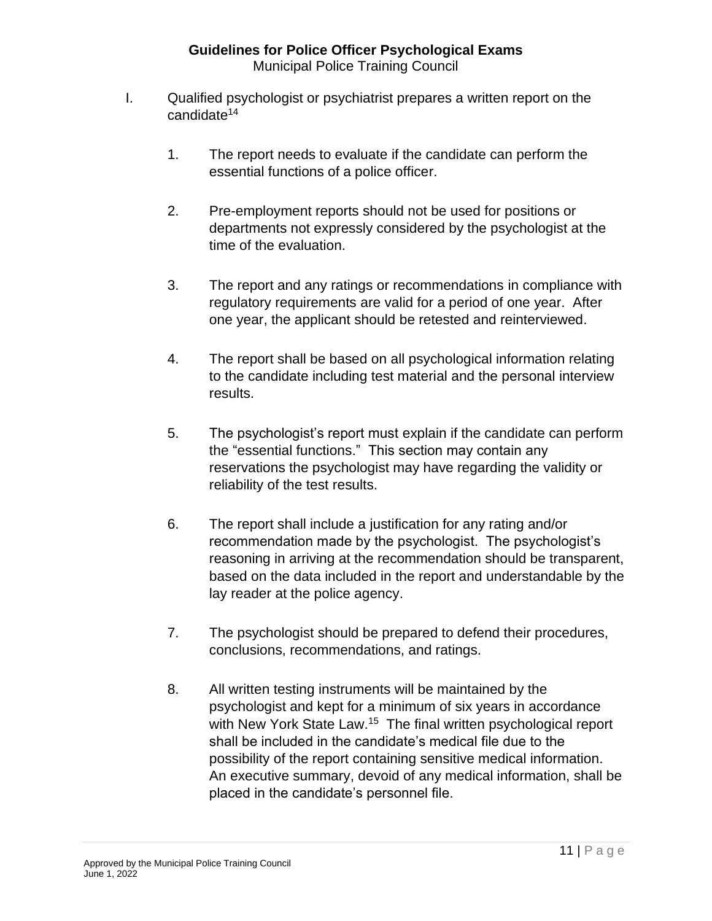I. Qualified psychologist or psychiatrist prepares a written report on the candidate[14]

1. The report needs to evaluate if the candidate can perform the essential functions of a police officer.

2. Pre-employment reports should not be used for positions or departments not expressly considered by the psychologist at the time of the evaluation.

3. The report and any ratings or recommendations in compliance with regulatory requirements are valid for a period of one year. After one year, the applicant should be retested and reinterviewed.

4. The report shall be based on all psychological information relating to the candidate including test material and the personal interview results.

5. The psychologist's report must explain if the candidate can perform the "essential functions." This section may contain any reservations the psychologist may have regarding the validity or reliability of the test results.

6. The report shall include a justification for any rating and/or recommendation made by the psychologist. The psychologist's reasoning in arriving at the recommendation should be transparent, based on the data included in the report and understandable by the lay reader at the police agency.

7. The psychologist should be prepared to defend their procedures, conclusions, recommendations, and ratings.

8. All written testing instruments will be maintained by the psychologist and kept for a minimum of six years in accordance with New York State Law.[15] The final written psychological report shall be included in the candidate's medical file due to the possibility of the report containing sensitive medical information. An executive summary, devoid of any medical information, shall be placed in the candidate's personnel file.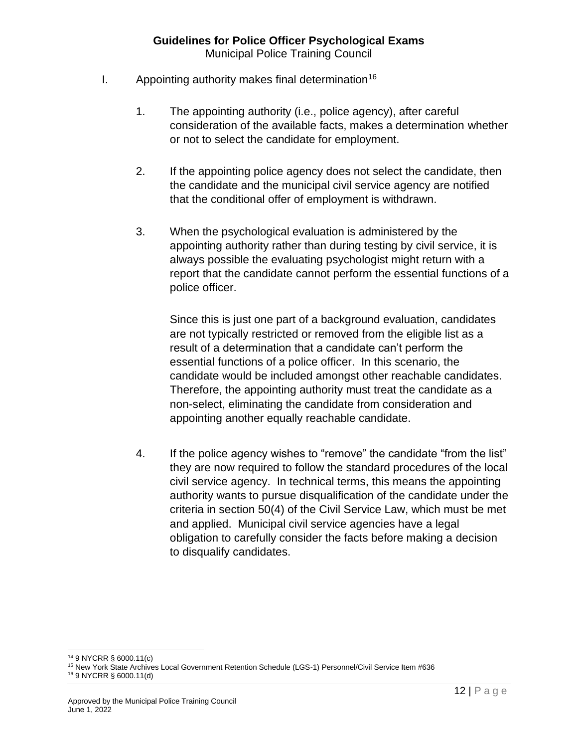I. Appointing authority makes final determination[16]

1. The appointing authority (i.e., police agency), after careful consideration of the available facts, makes a determination whether or not to select the candidate for employment.

2. If the appointing police agency does not select the candidate, then the candidate and the municipal civil service agency are notified that the conditional offer of employment is withdrawn.

3. When the psychological evaluation is administered by the appointing authority rather than during testing by civil service, it is always possible the evaluating psychologist might return with a report that the candidate cannot perform the essential functions of a police officer.

   Since this is just one part of a background evaluation, candidates are not typically restricted or removed from the eligible list as a result of a determination that a candidate can't perform the essential functions of a police officer. In this scenario, the candidate would be included amongst other reachable candidates. Therefore, the appointing authority must treat the candidate as a non-select, eliminating the candidate from consideration and appointing another equally reachable candidate.

4. If the police agency wishes to "remove" the candidate "from the list" they are now required to follow the standard procedures of the local civil service agency. In technical terms, this means the appointing authority wants to pursue disqualification of the candidate under the criteria in section 50(4) of the Civil Service Law, which must be met and applied. Municipal civil service agencies have a legal obligation to carefully consider the facts before making a decision to disqualify candidates.

---

[14] 9 NYCRR § 6000.11(c)
[15] New York State Archives Local Government Retention Schedule (LGS-1) Personnel/Civil Service Item #636
[16] 9 NYCRR § 6000.11(d)